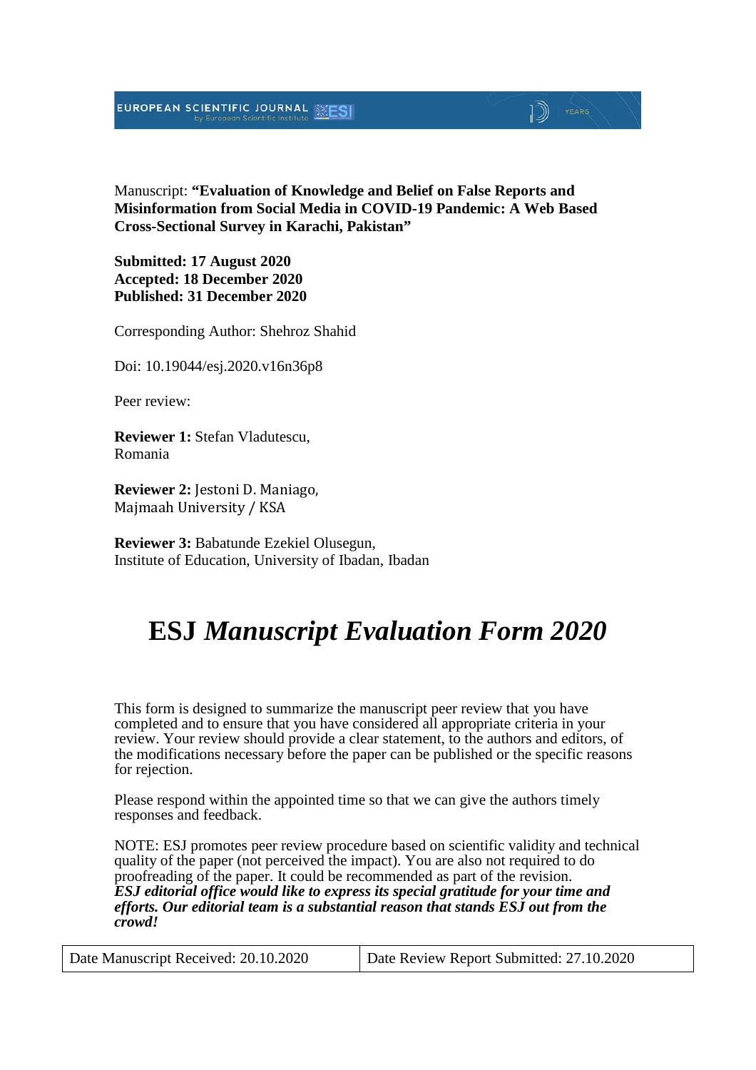Manuscript: **"Evaluation of Knowledge and Belief on False Reports and Misinformation from Social Media in COVID-19 Pandemic: A Web Based Cross-Sectional Survey in Karachi, Pakistan"**

**Submitted: 17 August 2020**
**Accepted: 18 December 2020**
**Published: 31 December 2020**

Corresponding Author: Shehroz Shahid

Doi: 10.19044/esj.2020.v16n36p8

Peer review:

**Reviewer 1:** Stefan Vladutescu,
Romania

**Reviewer 2:** Jestoni D. Maniago,
Majmaah University / KSA

**Reviewer 3:** Babatunde Ezekiel Olusegun,
Institute of Education, University of Ibadan, Ibadan

# ESJ *Manuscript Evaluation Form 2020*

This form is designed to summarize the manuscript peer review that you have completed and to ensure that you have considered all appropriate criteria in your review. Your review should provide a clear statement, to the authors and editors, of the modifications necessary before the paper can be published or the specific reasons for rejection.

Please respond within the appointed time so that we can give the authors timely responses and feedback.

NOTE: ESJ promotes peer review procedure based on scientific validity and technical quality of the paper (not perceived the impact). You are also not required to do proofreading of the paper. It could be recommended as part of the revision.
***ESJ editorial office would like to express its special gratitude for your time and efforts. Our editorial team is a substantial reason that stands ESJ out from the crowd!***

| Date Manuscript Received: 20.10.2020 | Date Review Report Submitted: 27.10.2020 |
|---|---|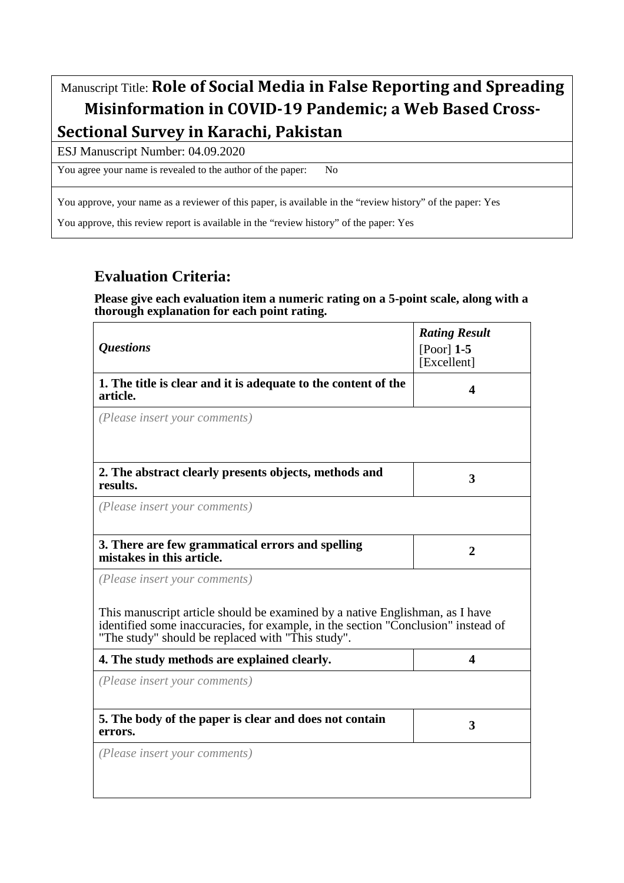Manuscript Title: **Role of Social Media in False Reporting and Spreading Misinformation in COVID-19 Pandemic; a Web Based Cross-Sectional Survey in Karachi, Pakistan**

ESJ Manuscript Number: 04.09.2020

You agree your name is revealed to the author of the paper: No

You approve, your name as a reviewer of this paper, is available in the "review history" of the paper: Yes

You approve, this review report is available in the "review history" of the paper: Yes

## Evaluation Criteria:

**Please give each evaluation item a numeric rating on a 5-point scale, along with a thorough explanation for each point rating.**

| *Questions* | *Rating Result* [Poor] **1-5** [Excellent] |
|---|---|
| **1. The title is clear and it is adequate to the content of the article.** | **4** |
| *(Please insert your comments)* | |
| **2. The abstract clearly presents objects, methods and results.** | **3** |
| *(Please insert your comments)* | |
| **3. There are few grammatical errors and spelling mistakes in this article.** | **2** |
| *(Please insert your comments)* This manuscript article should be examined by a native Englishman, as I have identified some inaccuracies, for example, in the section "Conclusion" instead of "The study" should be replaced with "This study". | |
| **4. The study methods are explained clearly.** | **4** |
| *(Please insert your comments)* | |
| **5. The body of the paper is clear and does not contain errors.** | **3** |
| *(Please insert your comments)* | |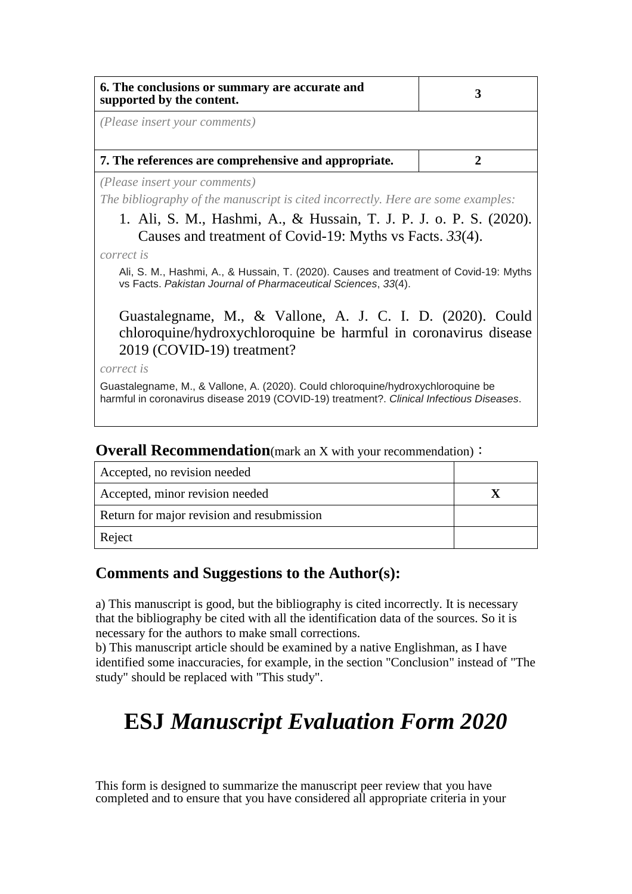| 6. The conclusions or summary are accurate and supported by the content. | 3 |
|---|---|

*(Please insert your comments)*

| 7. The references are comprehensive and appropriate. | 2 |
|---|---|

*(Please insert your comments)*

*The bibliography of the manuscript is cited incorrectly. Here are some examples:*

1. Ali, S. M., Hashmi, A., & Hussain, T. J. P. J. o. P. S. (2020). Causes and treatment of Covid-19: Myths vs Facts. *33*(4).

*correct is*

Ali, S. M., Hashmi, A., & Hussain, T. (2020). Causes and treatment of Covid-19: Myths vs Facts. *Pakistan Journal of Pharmaceutical Sciences*, *33*(4).

Guastalegname, M., & Vallone, A. J. C. I. D. (2020). Could chloroquine/hydroxychloroquine be harmful in coronavirus disease 2019 (COVID-19) treatment?

*correct is*

Guastalegname, M., & Vallone, A. (2020). Could chloroquine/hydroxychloroquine be harmful in coronavirus disease 2019 (COVID-19) treatment?. *Clinical Infectious Diseases*.

**Overall Recommendation**(mark an X with your recommendation)：

| Recommendation | |
|---|---|
| Accepted, no revision needed | |
| Accepted, minor revision needed | **X** |
| Return for major revision and resubmission | |
| Reject | |

## Comments and Suggestions to the Author(s):

a) This manuscript is good, but the bibliography is cited incorrectly. It is necessary that the bibliography be cited with all the identification data of the sources. So it is necessary for the authors to make small corrections.

b) This manuscript article should be examined by a native Englishman, as I have identified some inaccuracies, for example, in the section "Conclusion" instead of "The study" should be replaced with "This study".

# ESJ *Manuscript Evaluation Form 2020*

This form is designed to summarize the manuscript peer review that you have completed and to ensure that you have considered all appropriate criteria in your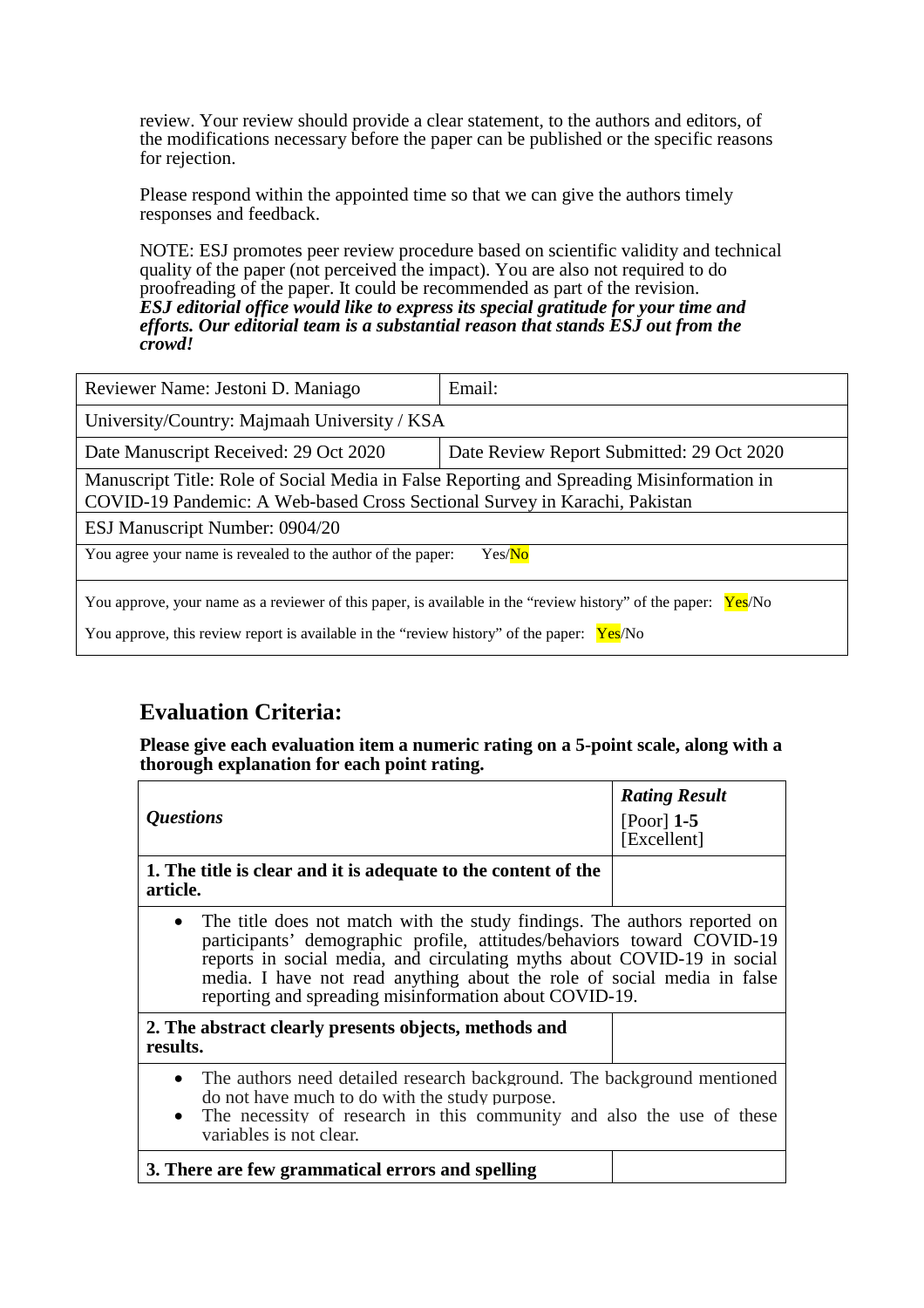review. Your review should provide a clear statement, to the authors and editors, of the modifications necessary before the paper can be published or the specific reasons for rejection.

Please respond within the appointed time so that we can give the authors timely responses and feedback.

NOTE: ESJ promotes peer review procedure based on scientific validity and technical quality of the paper (not perceived the impact). You are also not required to do proofreading of the paper. It could be recommended as part of the revision.
***ESJ editorial office would like to express its special gratitude for your time and efforts. Our editorial team is a substantial reason that stands ESJ out from the crowd!***

| Reviewer Name: Jestoni D. Maniago | Email: |
|---|---|
| University/Country: Majmaah University / KSA | |
| Date Manuscript Received: 29 Oct 2020 | Date Review Report Submitted: 29 Oct 2020 |
| Manuscript Title: Role of Social Media in False Reporting and Spreading Misinformation in COVID-19 Pandemic: A Web-based Cross Sectional Survey in Karachi, Pakistan | |
| ESJ Manuscript Number: 0904/20 | |
| You agree your name is revealed to the author of the paper: Yes/No | |
| You approve, your name as a reviewer of this paper, is available in the "review history" of the paper: Yes/No<br>You approve, this review report is available in the "review history" of the paper: Yes/No | |

## Evaluation Criteria:

**Please give each evaluation item a numeric rating on a 5-point scale, along with a thorough explanation for each point rating.**

| *Questions* | ***Rating Result*** [Poor] **1-5** [Excellent] |
|---|---|
| **1. The title is clear and it is adequate to the content of the article.** | |
| • The title does not match with the study findings. The authors reported on participants' demographic profile, attitudes/behaviors toward COVID-19 reports in social media, and circulating myths about COVID-19 in social media. I have not read anything about the role of social media in false reporting and spreading misinformation about COVID-19. | |
| **2. The abstract clearly presents objects, methods and results.** | |
| • The authors need detailed research background. The background mentioned do not have much to do with the study purpose.<br>• The necessity of research in this community and also the use of these variables is not clear. | |
| **3. There are few grammatical errors and spelling** | |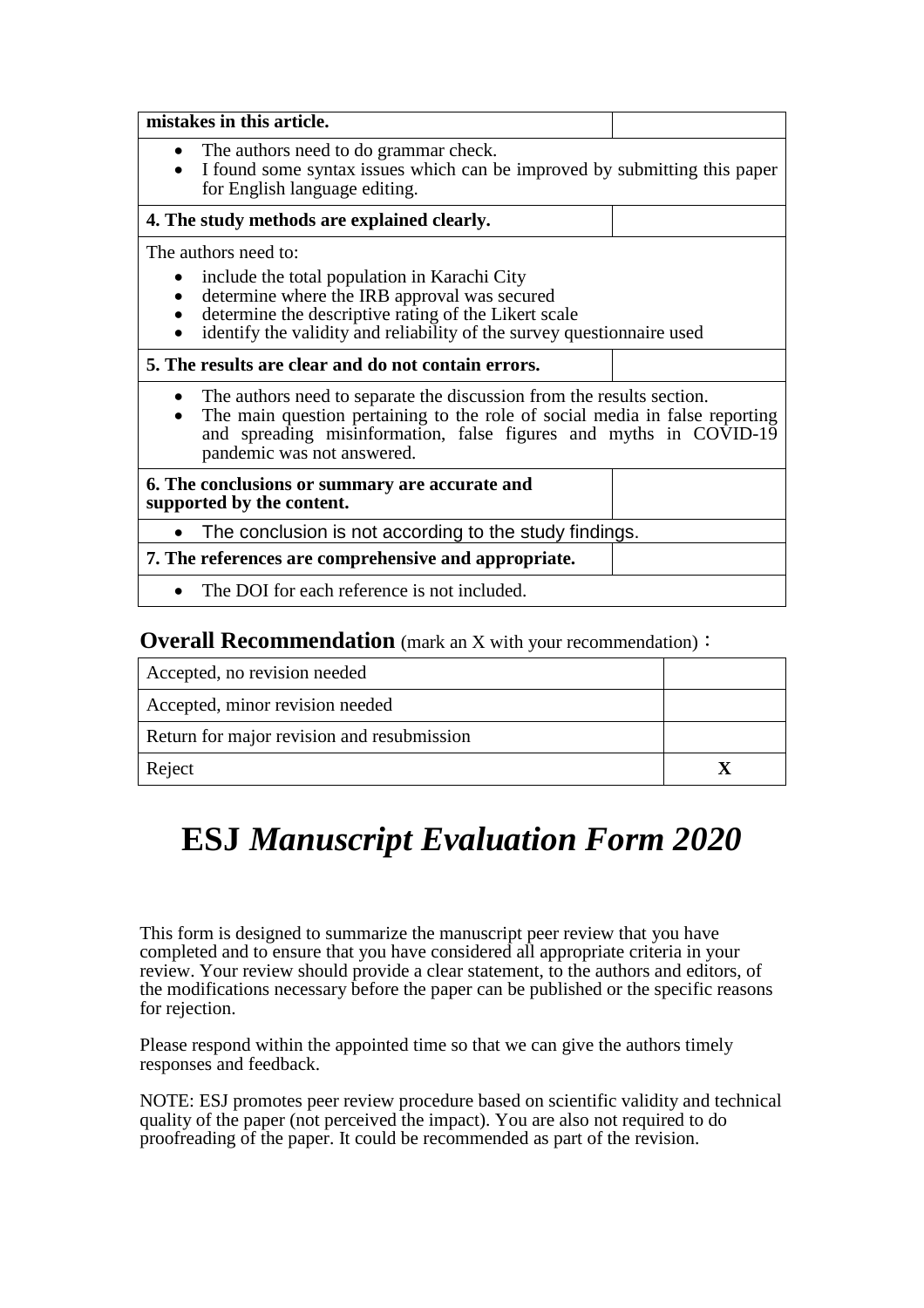| mistakes in this article. | |
|---|---|
| • The authors need to do grammar check.<br>• I found some syntax issues which can be improved by submitting this paper for English language editing. | |
| **4. The study methods are explained clearly.** | |
| The authors need to:<br>• include the total population in Karachi City<br>• determine where the IRB approval was secured<br>• determine the descriptive rating of the Likert scale<br>• identify the validity and reliability of the survey questionnaire used | |
| **5. The results are clear and do not contain errors.** | |
| • The authors need to separate the discussion from the results section.<br>• The main question pertaining to the role of social media in false reporting and spreading misinformation, false figures and myths in COVID-19 pandemic was not answered. | |
| **6. The conclusions or summary are accurate and supported by the content.** | |
| • The conclusion is not according to the study findings. | |
| **7. The references are comprehensive and appropriate.** | |
| • The DOI for each reference is not included. | |

**Overall Recommendation** (mark an X with your recommendation)：

| Accepted, no revision needed | |
|---|---|
| Accepted, minor revision needed | |
| Return for major revision and resubmission | |
| Reject | **X** |

# ESJ *Manuscript Evaluation Form 2020*

This form is designed to summarize the manuscript peer review that you have completed and to ensure that you have considered all appropriate criteria in your review. Your review should provide a clear statement, to the authors and editors, of the modifications necessary before the paper can be published or the specific reasons for rejection.

Please respond within the appointed time so that we can give the authors timely responses and feedback.

NOTE: ESJ promotes peer review procedure based on scientific validity and technical quality of the paper (not perceived the impact). You are also not required to do proofreading of the paper. It could be recommended as part of the revision.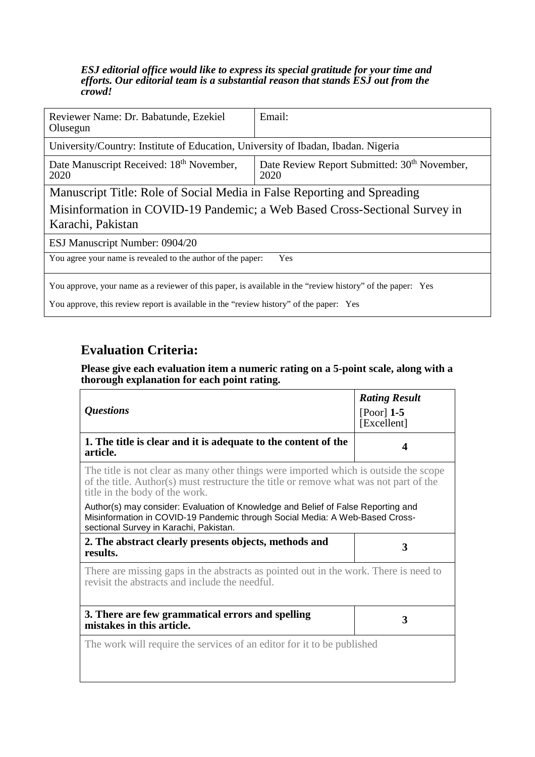***ESJ editorial office would like to express its special gratitude for your time and efforts. Our editorial team is a substantial reason that stands ESJ out from the crowd!***

| Reviewer Name: Dr. Babatunde, Ezekiel Olusegun | Email: |
|---|---|
| University/Country: Institute of Education, University of Ibadan, Ibadan. Nigeria | |
| Date Manuscript Received: 18th November, 2020 | Date Review Report Submitted: 30th November, 2020 |
| Manuscript Title: Role of Social Media in False Reporting and Spreading Misinformation in COVID-19 Pandemic; a Web Based Cross-Sectional Survey in Karachi, Pakistan | |
| ESJ Manuscript Number: 0904/20 | |
| You agree your name is revealed to the author of the paper: Yes | |
| You approve, your name as a reviewer of this paper, is available in the "review history" of the paper: Yes<br>You approve, this review report is available in the "review history" of the paper: Yes | |

## Evaluation Criteria:

**Please give each evaluation item a numeric rating on a 5-point scale, along with a thorough explanation for each point rating.**

| *Questions* | ***Rating Result*** [Poor] **1-5** [Excellent] |
|---|---|
| **1. The title is clear and it is adequate to the content of the article.** | **4** |
| The title is not clear as many other things were imported which is outside the scope of the title. Author(s) must restructure the title or remove what was not part of the title in the body of the work.<br>Author(s) may consider: Evaluation of Knowledge and Belief of False Reporting and Misinformation in COVID-19 Pandemic through Social Media: A Web-Based Cross-sectional Survey in Karachi, Pakistan. | |
| **2. The abstract clearly presents objects, methods and results.** | **3** |
| There are missing gaps in the abstracts as pointed out in the work. There is need to revisit the abstracts and include the needful. | |
| **3. There are few grammatical errors and spelling mistakes in this article.** | **3** |
| The work will require the services of an editor for it to be published | |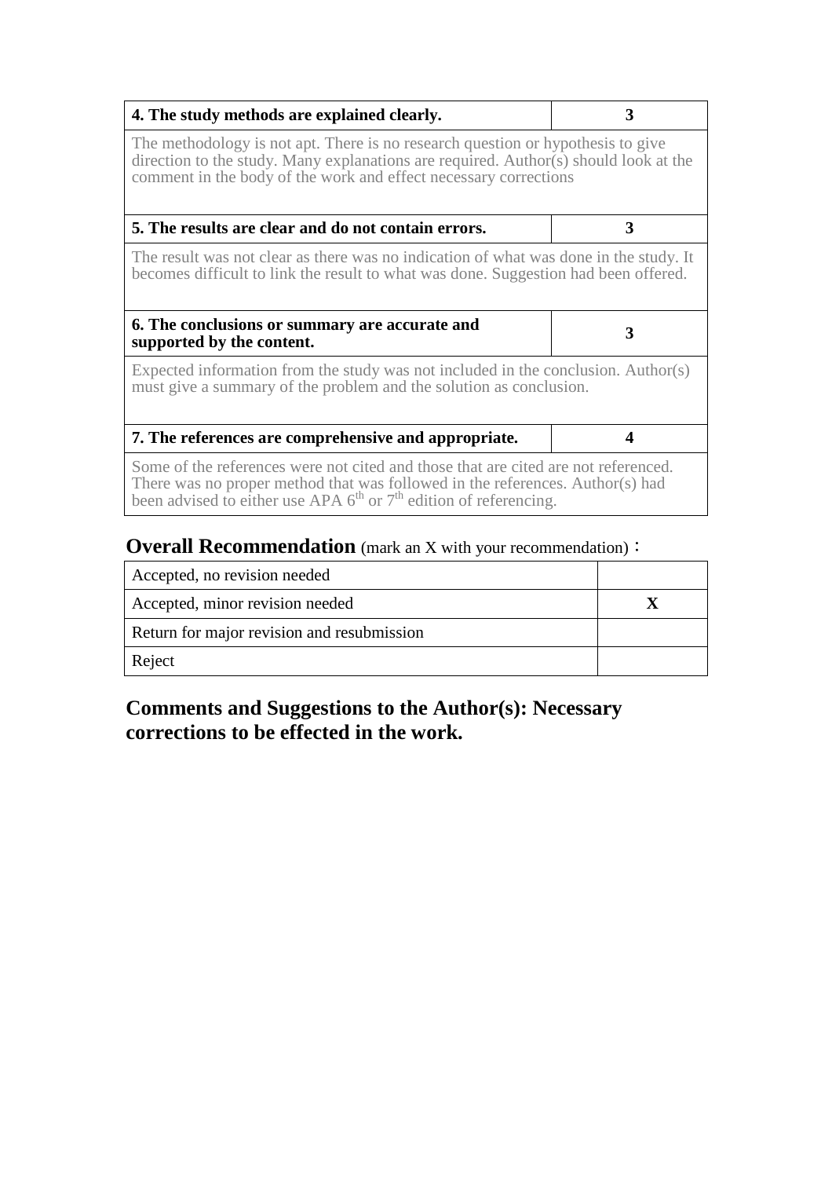| | |
|---|---|
| **4. The study methods are explained clearly.** | **3** |
| The methodology is not apt. There is no research question or hypothesis to give direction to the study. Many explanations are required. Author(s) should look at the comment in the body of the work and effect necessary corrections | |
| **5. The results are clear and do not contain errors.** | **3** |
| The result was not clear as there was no indication of what was done in the study. It becomes difficult to link the result to what was done. Suggestion had been offered. | |
| **6. The conclusions or summary are accurate and supported by the content.** | **3** |
| Expected information from the study was not included in the conclusion. Author(s) must give a summary of the problem and the solution as conclusion. | |
| **7. The references are comprehensive and appropriate.** | **4** |
| Some of the references were not cited and those that are cited are not referenced. There was no proper method that was followed in the references. Author(s) had been advised to either use APA 6th or 7th edition of referencing. | |

## Overall Recommendation (mark an X with your recommendation)：

| | |
|---|---|
| Accepted, no revision needed | |
| Accepted, minor revision needed | **X** |
| Return for major revision and resubmission | |
| Reject | |

## Comments and Suggestions to the Author(s): Necessary corrections to be effected in the work.